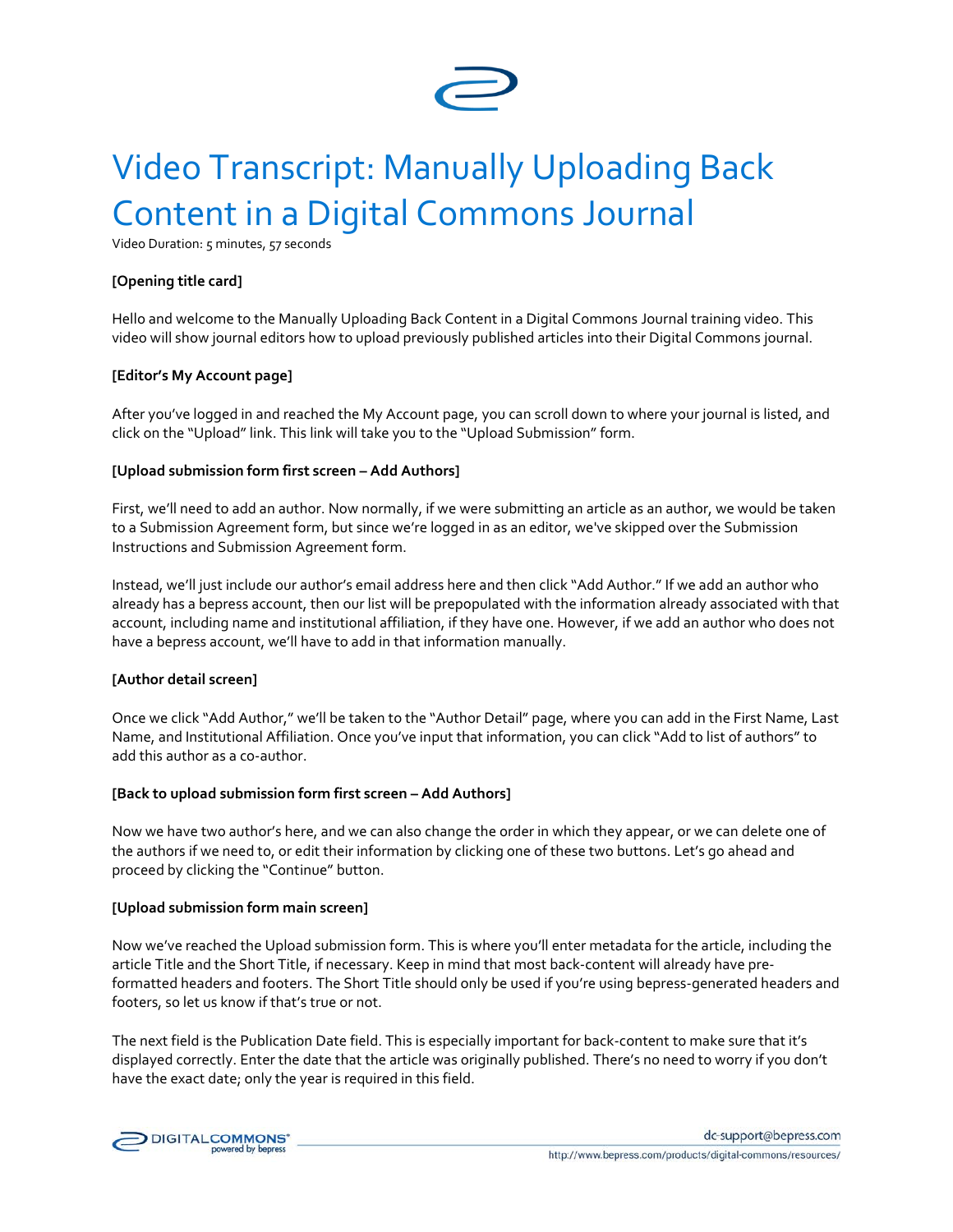# Video Transcript: Manually Uploading Back Content in a Digital Commons Journal

Video Duration: 5 minutes, 57 seconds

**[Opening title card]**

Hello and welcome to the Manually Uploading Back Content in a Digital Commons Journal training video. This video will show journal editors how to upload previously published articles into their Digital Commons journal.

**[Editor's My Account page]**

After you've logged in and reached the My Account page, you can scroll down to where your journal is listed, and click on the "Upload" link. This link will take you to the "Upload Submission" form.

**[Upload submission form first screen – Add Authors]**

First, we'll need to add an author. Now normally, if we were submitting an article as an author, we would be taken to a Submission Agreement form, but since we're logged in as an editor, we've skipped over the Submission Instructions and Submission Agreement form.

Instead, we'll just include our author's email address here and then click "Add Author." If we add an author who already has a bepress account, then our list will be prepopulated with the information already associated with that account, including name and institutional affiliation, if they have one. However, if we add an author who does not have a bepress account, we'll have to add in that information manually.

**[Author detail screen]**

Once we click "Add Author," we'll be taken to the "Author Detail" page, where you can add in the First Name, Last Name, and Institutional Affiliation. Once you've input that information, you can click "Add to list of authors" to add this author as a co-author.

**[Back to upload submission form first screen – Add Authors]**

Now we have two author's here, and we can also change the order in which they appear, or we can delete one of the authors if we need to, or edit their information by clicking one of these two buttons. Let's go ahead and proceed by clicking the "Continue" button.

**[Upload submission form main screen]**

Now we've reached the Upload submission form. This is where you'll enter metadata for the article, including the article Title and the Short Title, if necessary. Keep in mind that most back-content will already have pre-formatted headers and footers. The Short Title should only be used if you're using bepress-generated headers and footers, so let us know if that's true or not.

The next field is the Publication Date field. This is especially important for back-content to make sure that it's displayed correctly. Enter the date that the article was originally published. There's no need to worry if you don't have the exact date; only the year is required in this field.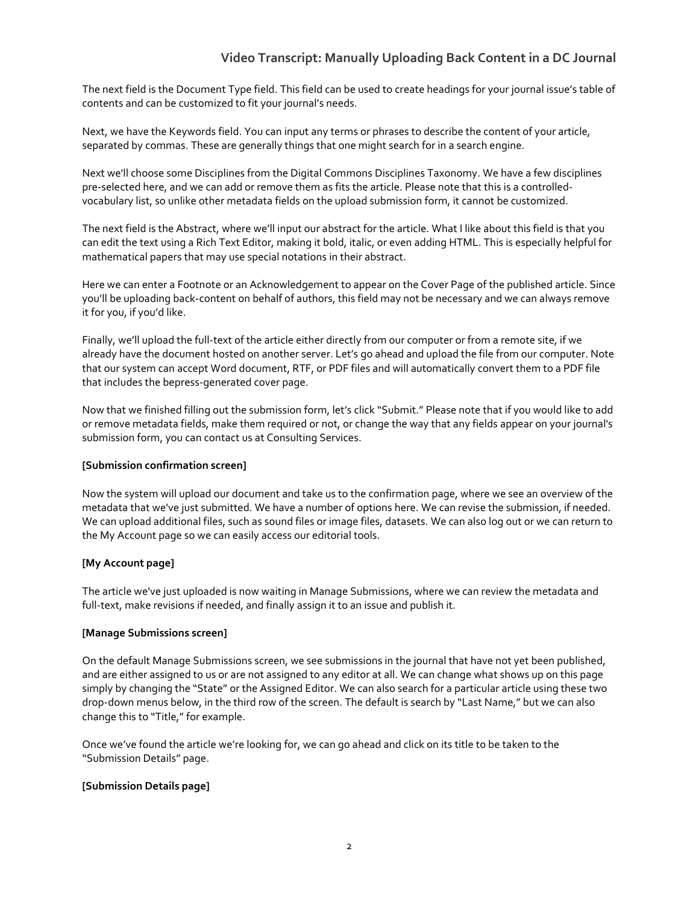The next field is the Document Type field. This field can be used to create headings for your journal issue's table of contents and can be customized to fit your journal's needs.

Next, we have the Keywords field. You can input any terms or phrases to describe the content of your article, separated by commas. These are generally things that one might search for in a search engine.

Next we'll choose some Disciplines from the Digital Commons Disciplines Taxonomy. We have a few disciplines pre-selected here, and we can add or remove them as fits the article. Please note that this is a controlled-vocabulary list, so unlike other metadata fields on the upload submission form, it cannot be customized.

The next field is the Abstract, where we'll input our abstract for the article. What I like about this field is that you can edit the text using a Rich Text Editor, making it bold, italic, or even adding HTML. This is especially helpful for mathematical papers that may use special notations in their abstract.

Here we can enter a Footnote or an Acknowledgement to appear on the Cover Page of the published article. Since you'll be uploading back-content on behalf of authors, this field may not be necessary and we can always remove it for you, if you'd like.

Finally, we'll upload the full-text of the article either directly from our computer or from a remote site, if we already have the document hosted on another server. Let's go ahead and upload the file from our computer. Note that our system can accept Word document, RTF, or PDF files and will automatically convert them to a PDF file that includes the bepress-generated cover page.

Now that we finished filling out the submission form, let's click "Submit." Please note that if you would like to add or remove metadata fields, make them required or not, or change the way that any fields appear on your journal's submission form, you can contact us at Consulting Services.

**[Submission confirmation screen]**

Now the system will upload our document and take us to the confirmation page, where we see an overview of the metadata that we've just submitted. We have a number of options here. We can revise the submission, if needed. We can upload additional files, such as sound files or image files, datasets. We can also log out or we can return to the My Account page so we can easily access our editorial tools.

**[My Account page]**

The article we've just uploaded is now waiting in Manage Submissions, where we can review the metadata and full-text, make revisions if needed, and finally assign it to an issue and publish it.

**[Manage Submissions screen]**

On the default Manage Submissions screen, we see submissions in the journal that have not yet been published, and are either assigned to us or are not assigned to any editor at all. We can change what shows up on this page simply by changing the "State" or the Assigned Editor. We can also search for a particular article using these two drop-down menus below, in the third row of the screen. The default is search by "Last Name," but we can also change this to "Title," for example.

Once we've found the article we're looking for, we can go ahead and click on its title to be taken to the "Submission Details" page.

**[Submission Details page]**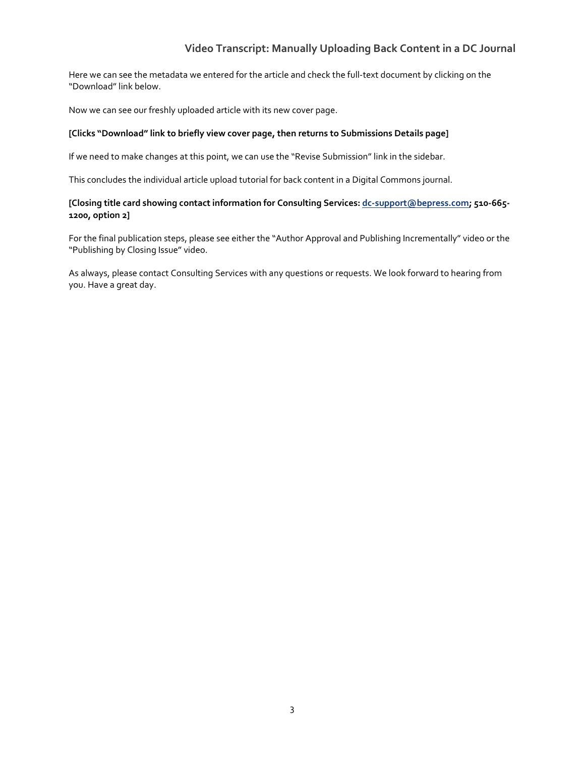Here we can see the metadata we entered for the article and check the full-text document by clicking on the "Download" link below.

Now we can see our freshly uploaded article with its new cover page.

**[Clicks "Download" link to briefly view cover page, then returns to Submissions Details page]**

If we need to make changes at this point, we can use the "Revise Submission" link in the sidebar.

This concludes the individual article upload tutorial for back content in a Digital Commons journal.

**[Closing title card showing contact information for Consulting Services: dc-support@bepress.com; 510-665-1200, option 2]**

For the final publication steps, please see either the "Author Approval and Publishing Incrementally" video or the "Publishing by Closing Issue" video.

As always, please contact Consulting Services with any questions or requests. We look forward to hearing from you. Have a great day.